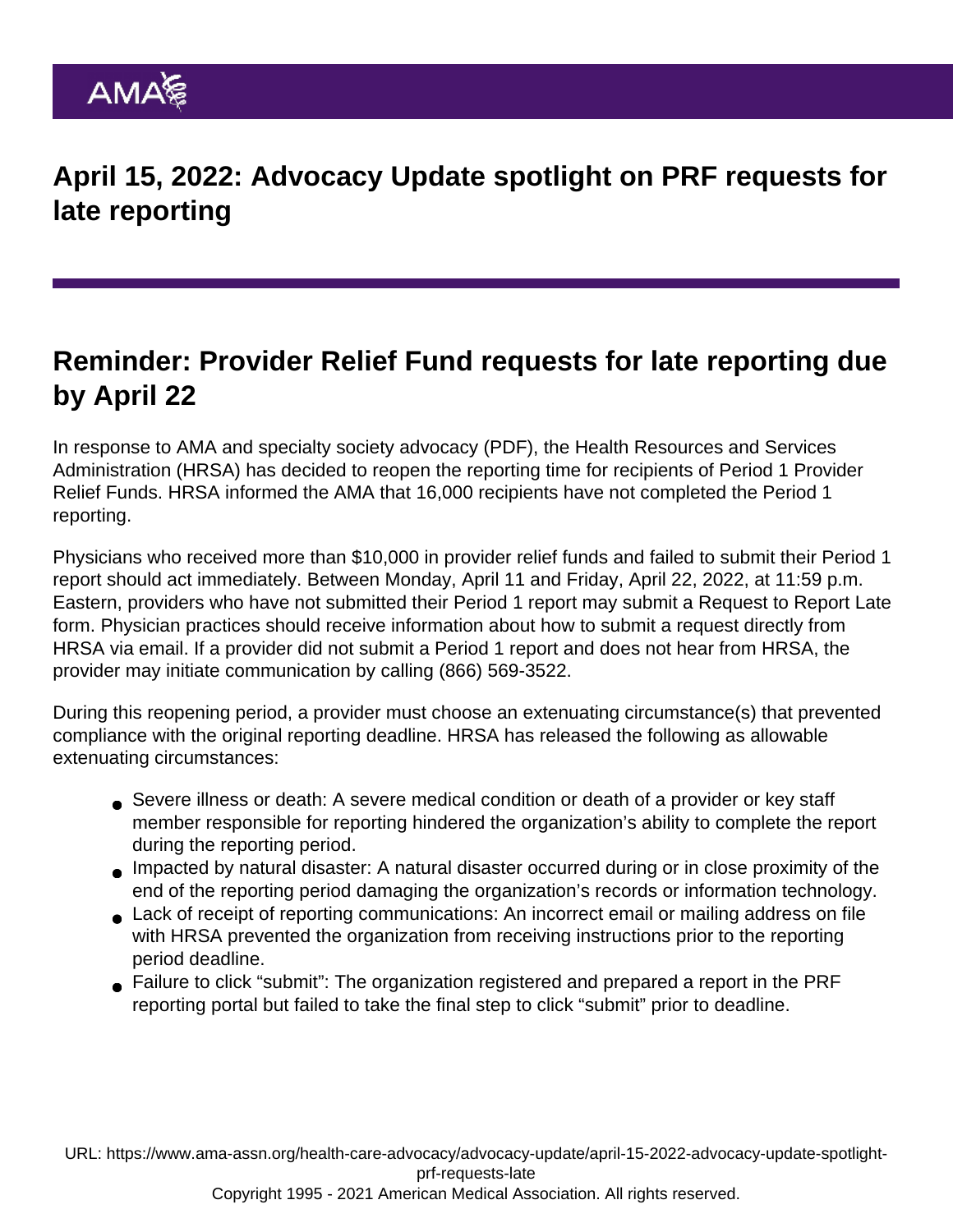# April 15, 2022: Advocacy Update spotlight on PRF requests for late reporting

## Reminder: Provider Relief Fund requests for late reporting due by April 22

In response to AMA and specialty society advocacy (PDF), the Health Resources and Services Administration (HRSA) has decided to reopen the reporting time for recipients of Period 1 Provider Relief Funds. HRSA informed the AMA that 16,000 recipients have not completed the Period 1 reporting.

Physicians who received more than $10,000 in provider relief funds and failed to submit their Period 1 report should act immediately. Between Monday, April 11 and Friday, April 22, 2022, at 11:59 p.m. Eastern, providers who have not submitted their Period 1 report may submit a Request to Report Late form. Physician practices should receive information about how to submit a request directly from HRSA via email. If a provider did not submit a Period 1 report and does not hear from HRSA, the provider may initiate communication by calling (866) 569-3522.

During this reopening period, a provider must choose an extenuating circumstance(s) that prevented compliance with the original reporting deadline. HRSA has released the following as allowable extenuating circumstances:

- Severe illness or death: A severe medical condition or death of a provider or key staff member responsible for reporting hindered the organization's ability to complete the report during the reporting period.
- Impacted by natural disaster: A natural disaster occurred during or in close proximity of the end of the reporting period damaging the organization's records or information technology.
- Lack of receipt of reporting communications: An incorrect email or mailing address on file with HRSA prevented the organization from receiving instructions prior to the reporting period deadline.
- Failure to click "submit": The organization registered and prepared a report in the PRF reporting portal but failed to take the final step to click "submit" prior to deadline.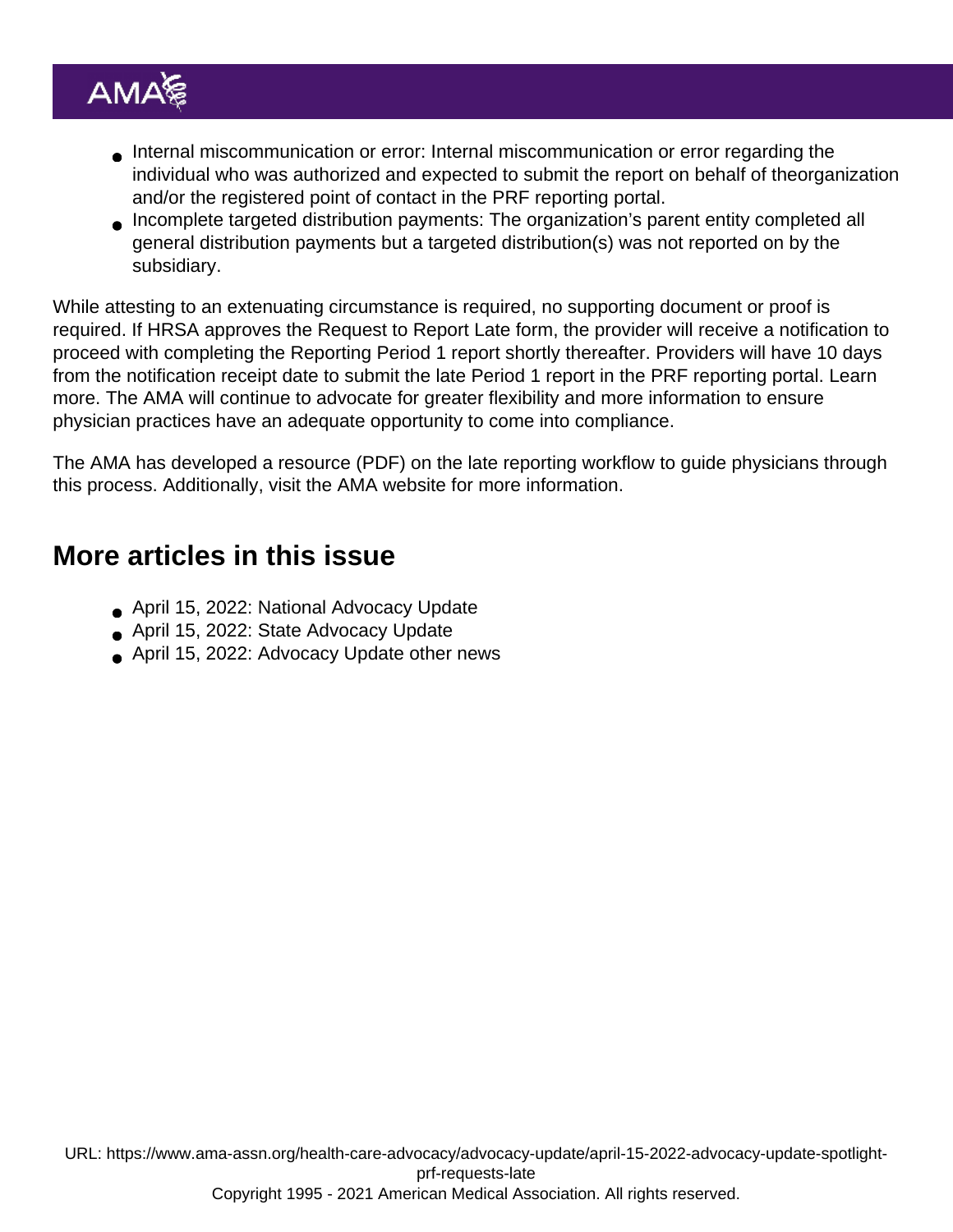- Internal miscommunication or error: Internal miscommunication or error regarding the individual who was authorized and expected to submit the report on behalf of theorganization and/or the registered point of contact in the PRF reporting portal.
- Incomplete targeted distribution payments: The organization's parent entity completed all general distribution payments but a targeted distribution(s) was not reported on by the subsidiary.

While attesting to an extenuating circumstance is required, no supporting document or proof is required. If HRSA approves the Request to Report Late form, the provider will receive a notification to proceed with completing the Reporting Period 1 report shortly thereafter. Providers will have 10 days from the notification receipt date to submit the late Period 1 report in the PRF reporting portal. Learn more. The AMA will continue to advocate for greater flexibility and more information to ensure physician practices have an adequate opportunity to come into compliance.

The AMA has developed a resource (PDF) on the late reporting workflow to guide physicians through this process. Additionally, visit the AMA website for more information.

## More articles in this issue

- April 15, 2022: National Advocacy Update
- April 15, 2022: State Advocacy Update
- April 15, 2022: Advocacy Update other news